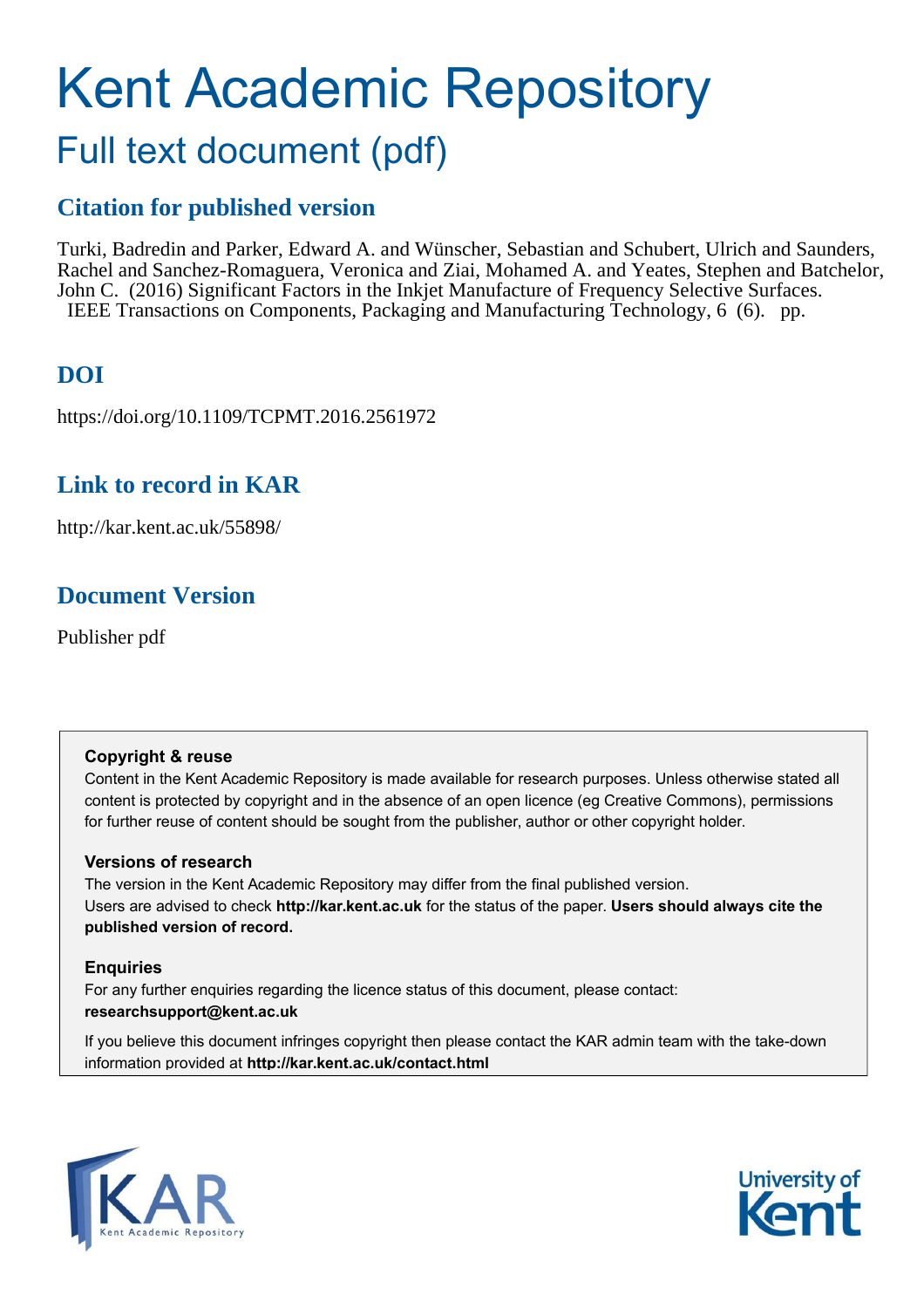# Kent Academic Repository

## Full text document (pdf)

## Citation for published version

Turki, Badredin and Parker, Edward A. and Wünscher, Sebastian and Schubert, Ulrich and Saunders, Rachel and Sanchez-Romaguera, Veronica and Ziai, Mohamed A. and Yeates, Stephen and Batchelor, John C. (2016) Significant Factors in the Inkjet Manufacture of Frequency Selective Surfaces. IEEE Transactions on Components, Packaging and Manufacturing Technology, 6 (6). pp.

## DOI

https://doi.org/10.1109/TCPMT.2016.2561972

## Link to record in KAR

http://kar.kent.ac.uk/55898/

## Document Version

Publisher pdf

**Copyright & reuse**

Content in the Kent Academic Repository is made available for research purposes. Unless otherwise stated all content is protected by copyright and in the absence of an open licence (eg Creative Commons), permissions for further reuse of content should be sought from the publisher, author or other copyright holder.

**Versions of research**

The version in the Kent Academic Repository may differ from the final published version. Users are advised to check **http://kar.kent.ac.uk** for the status of the paper. **Users should always cite the published version of record.**

**Enquiries**

For any further enquiries regarding the licence status of this document, please contact: **researchsupport@kent.ac.uk**

If you believe this document infringes copyright then please contact the KAR admin team with the take-down information provided at **http://kar.kent.ac.uk/contact.html**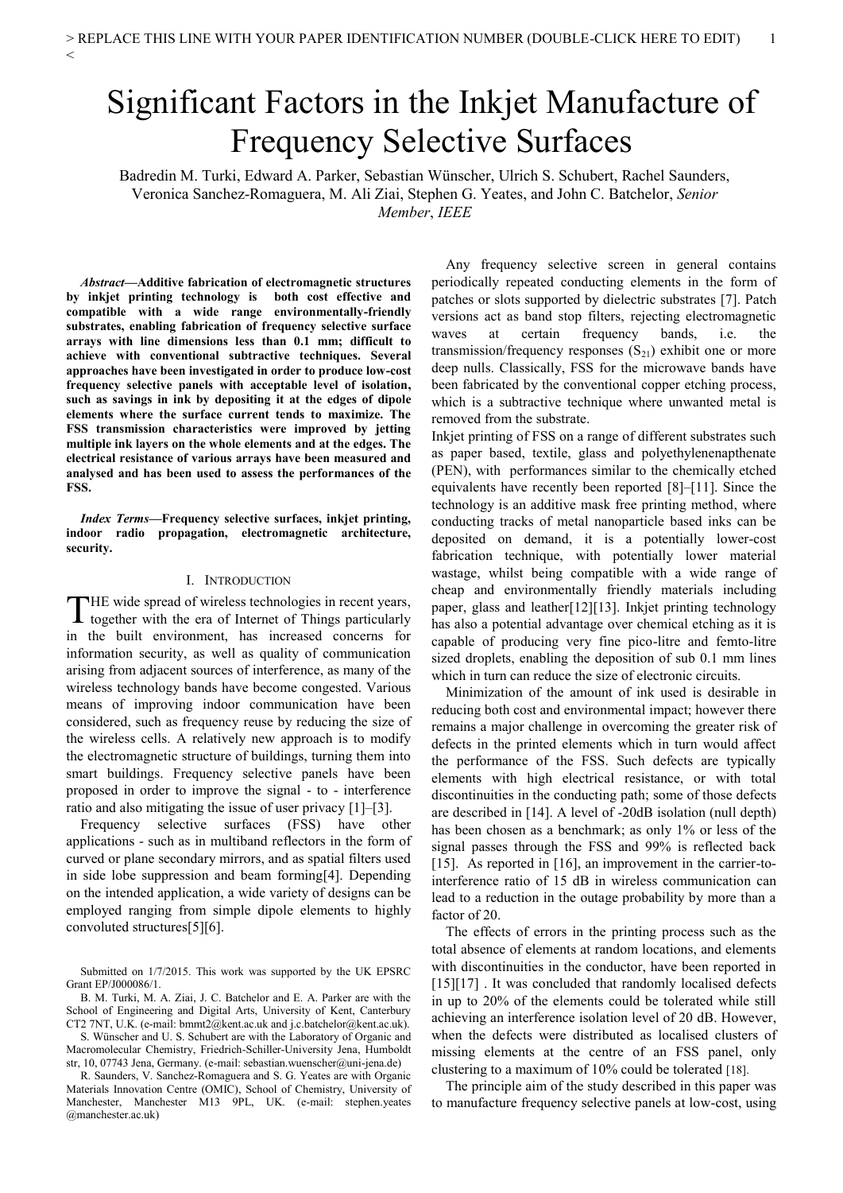# Significant Factors in the Inkjet Manufacture of Frequency Selective Surfaces

Badredin M. Turki, Edward A. Parker, Sebastian Wünscher, Ulrich S. Schubert, Rachel Saunders, Veronica Sanchez-Romaguera, M. Ali Ziai, Stephen G. Yeates, and John C. Batchelor, *Senior Member*, *IEEE*

***Abstract*—Additive fabrication of electromagnetic structures by inkjet printing technology is both cost effective and compatible with a wide range environmentally-friendly substrates, enabling fabrication of frequency selective surface arrays with line dimensions less than 0.1 mm; difficult to achieve with conventional subtractive techniques. Several approaches have been investigated in order to produce low-cost frequency selective panels with acceptable level of isolation, such as savings in ink by depositing it at the edges of dipole elements where the surface current tends to maximize. The FSS transmission characteristics were improved by jetting multiple ink layers on the whole elements and at the edges. The electrical resistance of various arrays have been measured and analysed and has been used to assess the performances of the FSS.**

***Index Terms*—Frequency selective surfaces, inkjet printing, indoor radio propagation, electromagnetic architecture, security.**

## I. Introduction

THE wide spread of wireless technologies in recent years, together with the era of Internet of Things particularly in the built environment, has increased concerns for information security, as well as quality of communication arising from adjacent sources of interference, as many of the wireless technology bands have become congested. Various means of improving indoor communication have been considered, such as frequency reuse by reducing the size of the wireless cells. A relatively new approach is to modify the electromagnetic structure of buildings, turning them into smart buildings. Frequency selective panels have been proposed in order to improve the signal - to - interference ratio and also mitigating the issue of user privacy [1]–[3].

Frequency selective surfaces (FSS) have other applications - such as in multiband reflectors in the form of curved or plane secondary mirrors, and as spatial filters used in side lobe suppression and beam forming[4]. Depending on the intended application, a wide variety of designs can be employed ranging from simple dipole elements to highly convoluted structures[5][6].

Submitted on 1/7/2015. This work was supported by the UK EPSRC Grant EP/J000086/1.

B. M. Turki, M. A. Ziai, J. C. Batchelor and E. A. Parker are with the School of Engineering and Digital Arts, University of Kent, Canterbury CT2 7NT, U.K. (e-mail: bmmt2@kent.ac.uk and j.c.batchelor@kent.ac.uk).

S. Wünscher and U. S. Schubert are with the Laboratory of Organic and Macromolecular Chemistry, Friedrich-Schiller-University Jena, Humboldt str, 10, 07743 Jena, Germany. (e-mail: sebastian.wuenscher@uni-jena.de)

R. Saunders, V. Sanchez-Romaguera and S. G. Yeates are with Organic Materials Innovation Centre (OMIC), School of Chemistry, University of Manchester, Manchester M13 9PL, UK. (e-mail: stephen.yeates @manchester.ac.uk)

Any frequency selective screen in general contains periodically repeated conducting elements in the form of patches or slots supported by dielectric substrates [7]. Patch versions act as band stop filters, rejecting electromagnetic waves at certain frequency bands, i.e. the transmission/frequency responses ($S_{21}$) exhibit one or more deep nulls. Classically, FSS for the microwave bands have been fabricated by the conventional copper etching process, which is a subtractive technique where unwanted metal is removed from the substrate.

Inkjet printing of FSS on a range of different substrates such as paper based, textile, glass and polyethylenenapthenate (PEN), with performances similar to the chemically etched equivalents have recently been reported [8]–[11]. Since the technology is an additive mask free printing method, where conducting tracks of metal nanoparticle based inks can be deposited on demand, it is a potentially lower-cost fabrication technique, with potentially lower material wastage, whilst being compatible with a wide range of cheap and environmentally friendly materials including paper, glass and leather[12][13]. Inkjet printing technology has also a potential advantage over chemical etching as it is capable of producing very fine pico-litre and femto-litre sized droplets, enabling the deposition of sub 0.1 mm lines which in turn can reduce the size of electronic circuits.

Minimization of the amount of ink used is desirable in reducing both cost and environmental impact; however there remains a major challenge in overcoming the greater risk of defects in the printed elements which in turn would affect the performance of the FSS. Such defects are typically elements with high electrical resistance, or with total discontinuities in the conducting path; some of those defects are described in [14]. A level of -20dB isolation (null depth) has been chosen as a benchmark; as only 1% or less of the signal passes through the FSS and 99% is reflected back [15]. As reported in [16], an improvement in the carrier-to-interference ratio of 15 dB in wireless communication can lead to a reduction in the outage probability by more than a factor of 20.

The effects of errors in the printing process such as the total absence of elements at random locations, and elements with discontinuities in the conductor, have been reported in [15][17] . It was concluded that randomly localised defects in up to 20% of the elements could be tolerated while still achieving an interference isolation level of 20 dB. However, when the defects were distributed as localised clusters of missing elements at the centre of an FSS panel, only clustering to a maximum of 10% could be tolerated [18].

The principle aim of the study described in this paper was to manufacture frequency selective panels at low-cost, using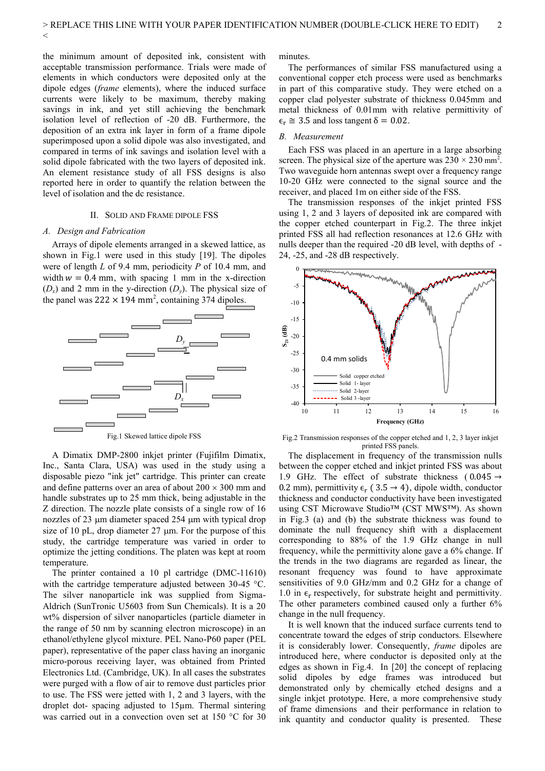the minimum amount of deposited ink, consistent with acceptable transmission performance. Trials were made of elements in which conductors were deposited only at the dipole edges (*frame* elements), where the induced surface currents were likely to be maximum, thereby making savings in ink, and yet still achieving the benchmark isolation level of reflection of -20 dB. Furthermore, the deposition of an extra ink layer in form of a frame dipole superimposed upon a solid dipole was also investigated, and compared in terms of ink savings and isolation level with a solid dipole fabricated with the two layers of deposited ink. An element resistance study of all FSS designs is also reported here in order to quantify the relation between the level of isolation and the dc resistance.

## II. Solid and Frame dipole FSS

### A. Design and Fabrication

Arrays of dipole elements arranged in a skewed lattice, as shown in Fig.1 were used in this study [19]. The dipoles were of length *L* of 9.4 mm, periodicity *P* of 10.4 mm, and width $w = 0.4$ mm, with spacing 1 mm in the x-direction ($D_x$) and 2 mm in the y-direction ($D_y$). The physical size of the panel was $222 \times 194$ mm$^2$, containing 374 dipoles.

Fig.1 Skewed lattice dipole FSS

A Dimatix DMP-2800 inkjet printer (Fujifilm Dimatix, Inc., Santa Clara, USA) was used in the study using a disposable piezo "ink jet" cartridge. This printer can create and define patterns over an area of about 200 × 300 mm and handle substrates up to 25 mm thick, being adjustable in the Z direction. The nozzle plate consists of a single row of 16 nozzles of 23 μm diameter spaced 254 μm with typical drop size of 10 pL, drop diameter 27 μm. For the purpose of this study, the cartridge temperature was varied in order to optimize the jetting conditions. The platen was kept at room temperature.

The printer contained a 10 pl cartridge (DMC-11610) with the cartridge temperature adjusted between 30-45 °C. The silver nanoparticle ink was supplied from Sigma-Aldrich (SunTronic U5603 from Sun Chemicals). It is a 20 wt% dispersion of silver nanoparticles (particle diameter in the range of 50 nm by scanning electron microscope) in an ethanol/ethylene glycol mixture. PEL Nano-P60 paper (PEL paper), representative of the paper class having an inorganic micro-porous receiving layer, was obtained from Printed Electronics Ltd. (Cambridge, UK). In all cases the substrates were purged with a flow of air to remove dust particles prior to use. The FSS were jetted with 1, 2 and 3 layers, with the droplet dot- spacing adjusted to 15μm. Thermal sintering was carried out in a convection oven set at 150 °C for 30 minutes.

The performances of similar FSS manufactured using a conventional copper etch process were used as benchmarks in part of this comparative study. They were etched on a copper clad polyester substrate of thickness 0.045mm and metal thickness of 0.01mm with relative permittivity of $\epsilon_r \cong 3.5$ and loss tangent $\delta = 0.02$.

### B. Measurement

Each FSS was placed in an aperture in a large absorbing screen. The physical size of the aperture was $230 \times 230$ mm$^2$. Two waveguide horn antennas swept over a frequency range 10-20 GHz were connected to the signal source and the receiver, and placed 1m on either side of the FSS.

The transmission responses of the inkjet printed FSS using 1, 2 and 3 layers of deposited ink are compared with the copper etched counterpart in Fig.2. The three inkjet printed FSS all had reflection resonances at 12.6 GHz with nulls deeper than the required -20 dB level, with depths of -24, -25, and -28 dB respectively.

Fig.2 Transmission responses of the copper etched and 1, 2, 3 layer inkjet printed FSS panels.

The displacement in frequency of the transmission nulls between the copper etched and inkjet printed FSS was about 1.9 GHz. The effect of substrate thickness ($0.045 \rightarrow 0.2$ mm), permittivity $\epsilon_r$ ($3.5 \rightarrow 4$), dipole width, conductor thickness and conductor conductivity have been investigated using CST Microwave Studio™ (CST MWS™). As shown in Fig.3 (a) and (b) the substrate thickness was found to dominate the null frequency shift with a displacement corresponding to 88% of the 1.9 GHz change in null frequency, while the permittivity alone gave a 6% change. If the trends in the two diagrams are regarded as linear, the resonant frequency was found to have approximate sensitivities of 9.0 GHz/mm and 0.2 GHz for a change of 1.0 in $\epsilon_r$ respectively, for substrate height and permittivity. The other parameters combined caused only a further 6% change in the null frequency.

It is well known that the induced surface currents tend to concentrate toward the edges of strip conductors. Elsewhere it is considerably lower. Consequently, *frame* dipoles are introduced here, where conductor is deposited only at the edges as shown in Fig.4. In [20] the concept of replacing solid dipoles by edge frames was introduced but demonstrated only by chemically etched designs and a single inkjet prototype. Here, a more comprehensive study of frame dimensions and their performance in relation to ink quantity and conductor quality is presented. These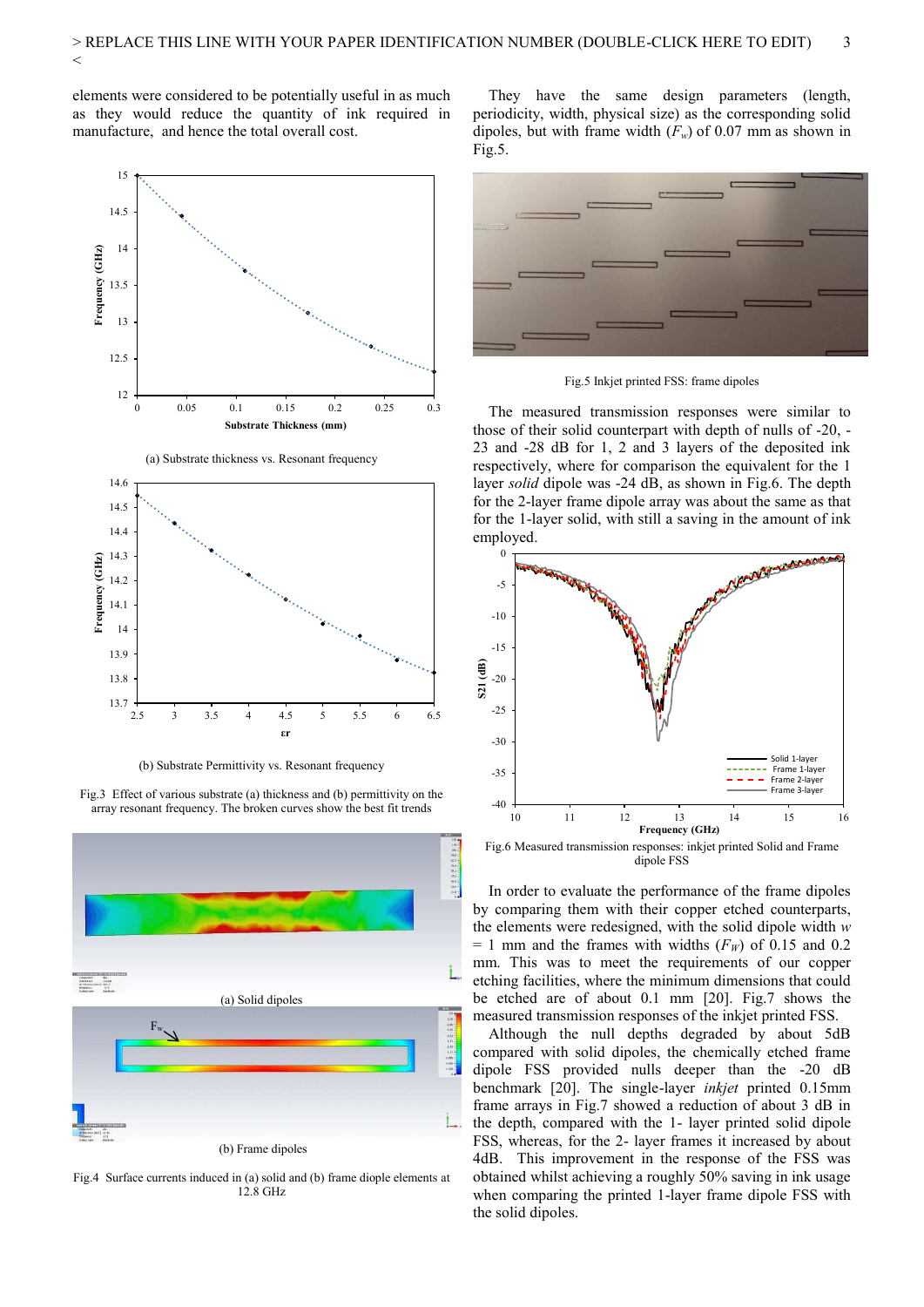elements were considered to be potentially useful in as much as they would reduce the quantity of ink required in manufacture, and hence the total overall cost.

(a) Substrate thickness vs. Resonant frequency

(b) Substrate Permittivity vs. Resonant frequency

Fig.3 Effect of various substrate (a) thickness and (b) permittivity on the array resonant frequency. The broken curves show the best fit trends

(a) Solid dipoles

(b) Frame dipoles

Fig.4 Surface currents induced in (a) solid and (b) frame diople elements at 12.8 GHz

They have the same design parameters (length, periodicity, width, physical size) as the corresponding solid dipoles, but with frame width ($F_w$) of 0.07 mm as shown in Fig.5.

Fig.5 Inkjet printed FSS: frame dipoles

The measured transmission responses were similar to those of their solid counterpart with depth of nulls of -20, -23 and -28 dB for 1, 2 and 3 layers of the deposited ink respectively, where for comparison the equivalent for the 1 layer *solid* dipole was -24 dB, as shown in Fig.6. The depth for the 2-layer frame dipole array was about the same as that for the 1-layer solid, with still a saving in the amount of ink employed.

Fig.6 Measured transmission responses: inkjet printed Solid and Frame dipole FSS

In order to evaluate the performance of the frame dipoles by comparing them with their copper etched counterparts, the elements were redesigned, with the solid dipole width $w$ = 1 mm and the frames with widths ($F_W$) of 0.15 and 0.2 mm. This was to meet the requirements of our copper etching facilities, where the minimum dimensions that could be etched are of about 0.1 mm [20]. Fig.7 shows the measured transmission responses of the inkjet printed FSS.

Although the null depths degraded by about 5dB compared with solid dipoles, the chemically etched frame dipole FSS provided nulls deeper than the -20 dB benchmark [20]. The single-layer *inkjet* printed 0.15mm frame arrays in Fig.7 showed a reduction of about 3 dB in the depth, compared with the 1- layer printed solid dipole FSS, whereas, for the 2- layer frames it increased by about 4dB. This improvement in the response of the FSS was obtained whilst achieving a roughly 50% saving in ink usage when comparing the printed 1-layer frame dipole FSS with the solid dipoles.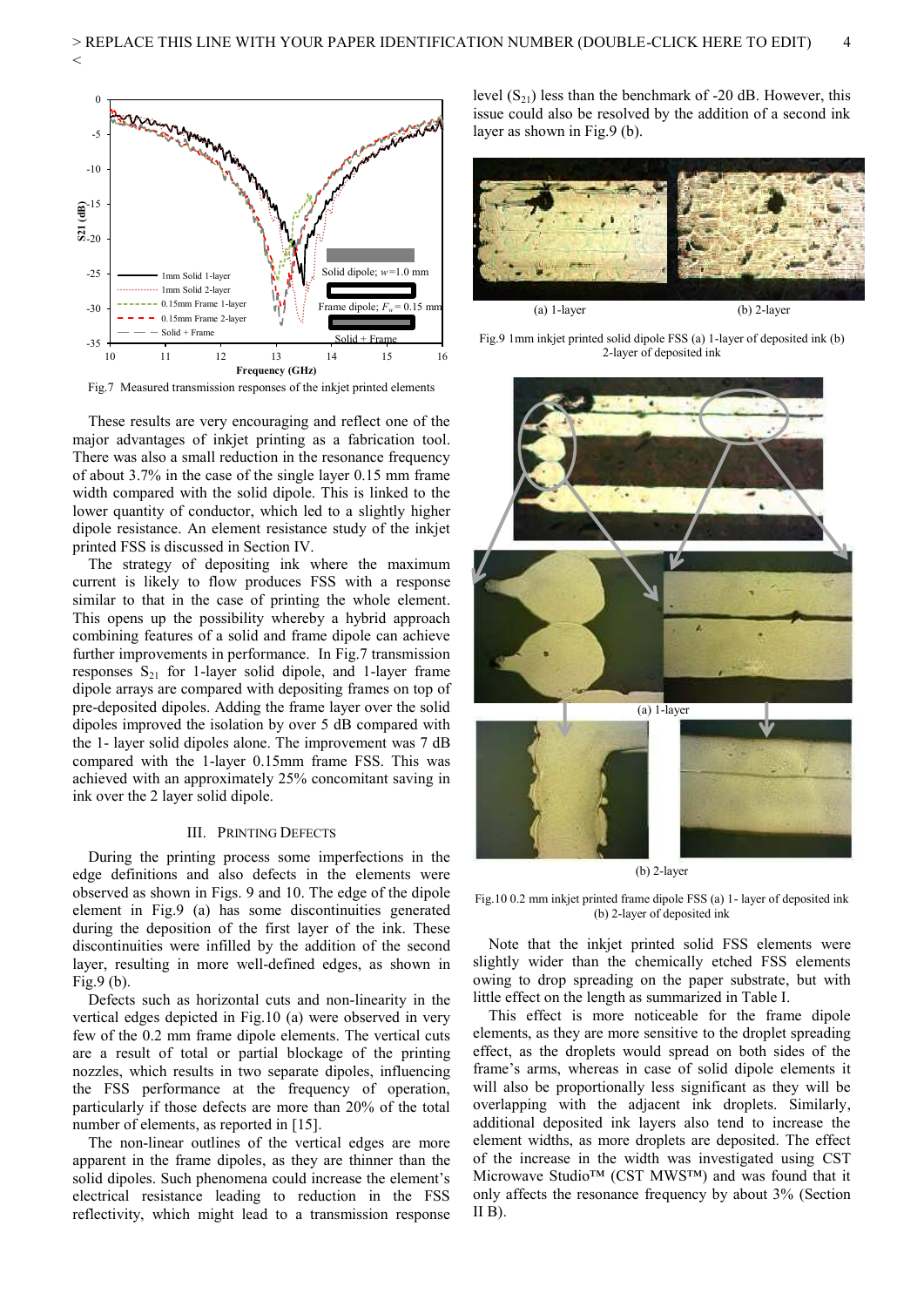Fig.7 Measured transmission responses of the inkjet printed elements

These results are very encouraging and reflect one of the major advantages of inkjet printing as a fabrication tool. There was also a small reduction in the resonance frequency of about 3.7% in the case of the single layer 0.15 mm frame width compared with the solid dipole. This is linked to the lower quantity of conductor, which led to a slightly higher dipole resistance. An element resistance study of the inkjet printed FSS is discussed in Section IV.

The strategy of depositing ink where the maximum current is likely to flow produces FSS with a response similar to that in the case of printing the whole element. This opens up the possibility whereby a hybrid approach combining features of a solid and frame dipole can achieve further improvements in performance. In Fig.7 transmission responses $S_{21}$ for 1-layer solid dipole, and 1-layer frame dipole arrays are compared with depositing frames on top of pre-deposited dipoles. Adding the frame layer over the solid dipoles improved the isolation by over 5 dB compared with the 1- layer solid dipoles alone. The improvement was 7 dB compared with the 1-layer 0.15mm frame FSS. This was achieved with an approximately 25% concomitant saving in ink over the 2 layer solid dipole.

## III. Printing Defects

During the printing process some imperfections in the edge definitions and also defects in the elements were observed as shown in Figs. 9 and 10. The edge of the dipole element in Fig.9 (a) has some discontinuities generated during the deposition of the first layer of the ink. These discontinuities were infilled by the addition of the second layer, resulting in more well-defined edges, as shown in Fig.9 (b).

Defects such as horizontal cuts and non-linearity in the vertical edges depicted in Fig.10 (a) were observed in very few of the 0.2 mm frame dipole elements. The vertical cuts are a result of total or partial blockage of the printing nozzles, which results in two separate dipoles, influencing the FSS performance at the frequency of operation, particularly if those defects are more than 20% of the total number of elements, as reported in [15].

The non-linear outlines of the vertical edges are more apparent in the frame dipoles, as they are thinner than the solid dipoles. Such phenomena could increase the element's electrical resistance leading to reduction in the FSS reflectivity, which might lead to a transmission response level ($S_{21}$) less than the benchmark of -20 dB. However, this issue could also be resolved by the addition of a second ink layer as shown in Fig.9 (b).

Fig.9 1mm inkjet printed solid dipole FSS (a) 1-layer of deposited ink (b) 2-layer of deposited ink

Fig.10 0.2 mm inkjet printed frame dipole FSS (a) 1- layer of deposited ink (b) 2-layer of deposited ink

Note that the inkjet printed solid FSS elements were slightly wider than the chemically etched FSS elements owing to drop spreading on the paper substrate, but with little effect on the length as summarized in Table I.

This effect is more noticeable for the frame dipole elements, as they are more sensitive to the droplet spreading effect, as the droplets would spread on both sides of the frame's arms, whereas in case of solid dipole elements it will also be proportionally less significant as they will be overlapping with the adjacent ink droplets. Similarly, additional deposited ink layers also tend to increase the element widths, as more droplets are deposited. The effect of the increase in the width was investigated using CST Microwave Studio™ (CST MWS™) and was found that it only affects the resonance frequency by about 3% (Section II B).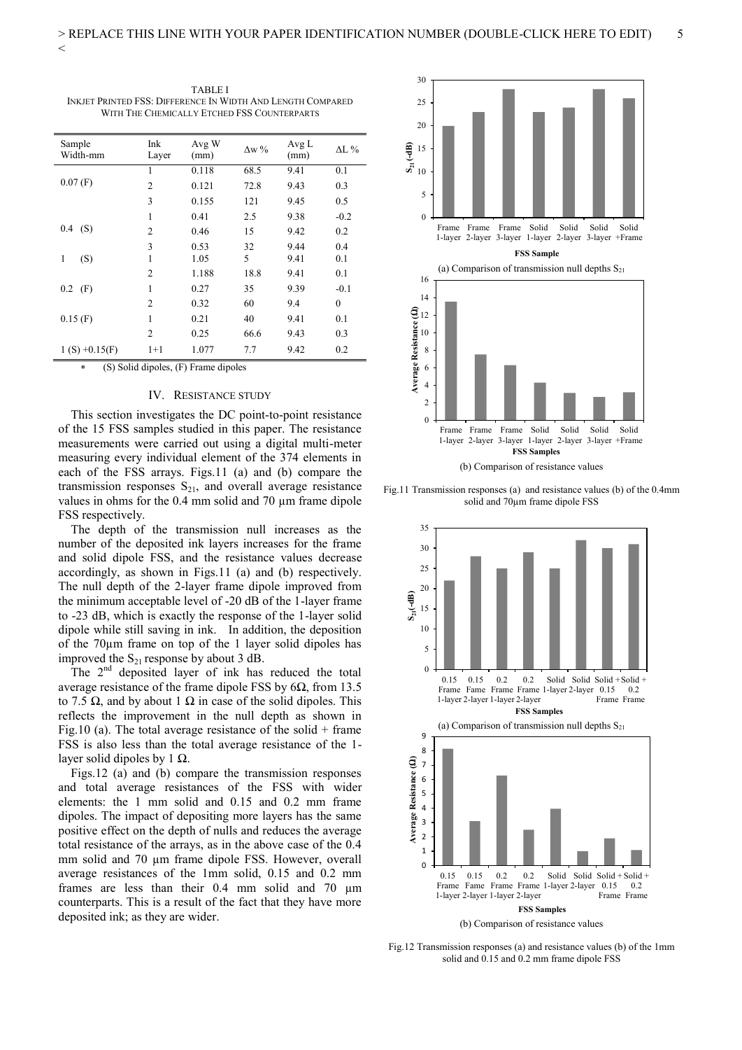TABLE I
INKJET PRINTED FSS: DIFFERENCE IN WIDTH AND LENGTH COMPARED WITH THE CHEMICALLY ETCHED FSS COUNTERPARTS

| Sample Width-mm | Ink Layer | Avg W (mm) | Δw % | Avg L (mm) | ΔL % |
|---|---|---|---|---|---|
| 0.07 (F) | 1 | 0.118 | 68.5 | 9.41 | 0.1 |
| | 2 | 0.121 | 72.8 | 9.43 | 0.3 |
| | 3 | 0.155 | 121 | 9.45 | 0.5 |
| 0.4 (S) | 1 | 0.41 | 2.5 | 9.38 | -0.2 |
| | 2 | 0.46 | 15 | 9.42 | 0.2 |
| | 3 | 0.53 | 32 | 9.44 | 0.4 |
| 1 (S) | 1 | 1.05 | 5 | 9.41 | 0.1 |
| | 2 | 1.188 | 18.8 | 9.41 | 0.1 |
| 0.2 (F) | 1 | 0.27 | 35 | 9.39 | -0.1 |
| | 2 | 0.32 | 60 | 9.4 | 0 |
| 0.15 (F) | 1 | 0.21 | 40 | 9.41 | 0.1 |
| | 2 | 0.25 | 66.6 | 9.43 | 0.3 |
| 1 (S) +0.15(F) | 1+1 | 1.077 | 7.7 | 9.42 | 0.2 |

* (S) Solid dipoles, (F) Frame dipoles

## IV. RESISTANCE STUDY

This section investigates the DC point-to-point resistance of the 15 FSS samples studied in this paper. The resistance measurements were carried out using a digital multi-meter measuring every individual element of the 374 elements in each of the FSS arrays. Figs.11 (a) and (b) compare the transmission responses $S_{21}$, and overall average resistance values in ohms for the 0.4 mm solid and 70 µm frame dipole FSS respectively.

The depth of the transmission null increases as the number of the deposited ink layers increases for the frame and solid dipole FSS, and the resistance values decrease accordingly, as shown in Figs.11 (a) and (b) respectively. The null depth of the 2-layer frame dipole improved from the minimum acceptable level of -20 dB of the 1-layer frame to -23 dB, which is exactly the response of the 1-layer solid dipole while still saving in ink. In addition, the deposition of the 70µm frame on top of the 1 layer solid dipoles has improved the $S_{21}$ response by about 3 dB.

The 2nd deposited layer of ink has reduced the total average resistance of the frame dipole FSS by 6Ω, from 13.5 to 7.5 Ω, and by about 1 Ω in case of the solid dipoles. This reflects the improvement in the null depth as shown in Fig.10 (a). The total average resistance of the solid + frame FSS is also less than the total average resistance of the 1-layer solid dipoles by 1 Ω.

Figs.12 (a) and (b) compare the transmission responses and total average resistances of the FSS with wider elements: the 1 mm solid and 0.15 and 0.2 mm frame dipoles. The impact of depositing more layers has the same positive effect on the depth of nulls and reduces the average total resistance of the arrays, as in the above case of the 0.4 mm solid and 70 µm frame dipole FSS. However, overall average resistances of the 1mm solid, 0.15 and 0.2 mm frames are less than their 0.4 mm solid and 70 µm counterparts. This is a result of the fact that they have more deposited ink; as they are wider.

(a) Comparison of transmission null depths $S_{21}$

(b) Comparison of resistance values

Fig.11 Transmission responses (a) and resistance values (b) of the 0.4mm solid and 70µm frame dipole FSS

(a) Comparison of transmission null depths $S_{21}$

(b) Comparison of resistance values

Fig.12 Transmission responses (a) and resistance values (b) of the 1mm solid and 0.15 and 0.2 mm frame dipole FSS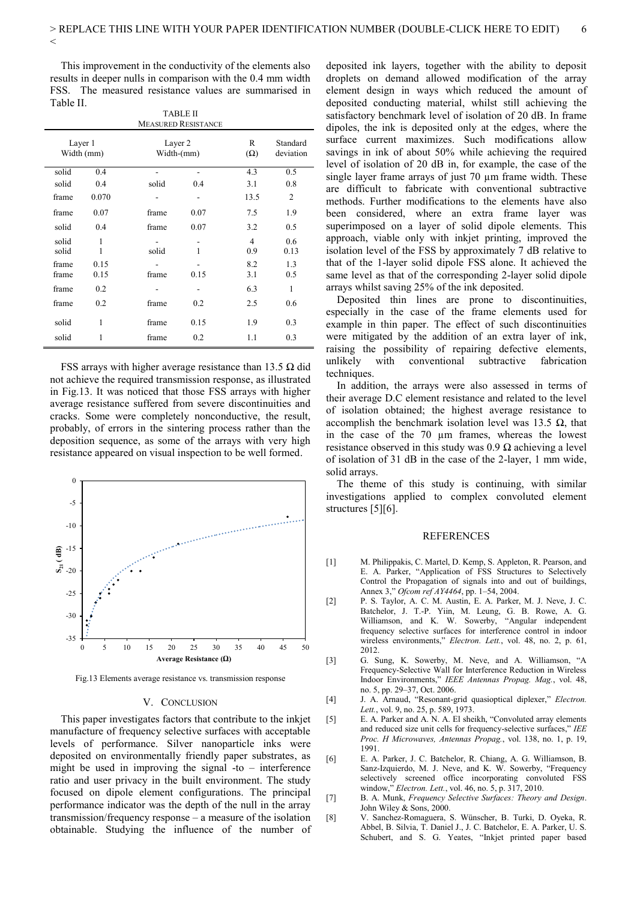This improvement in the conductivity of the elements also results in deeper nulls in comparison with the 0.4 mm width FSS. The measured resistance values are summarised in Table II.

TABLE II
MEASURED RESISTANCE

| Layer 1 Width (mm) | | Layer 2 Width-(mm) | | R (Ω) | Standard deviation |
|---|---|---|---|---|---|
| solid | 0.4 | - | - | 4.3 | 0.5 |
| solid | 0.4 | solid | 0.4 | 3.1 | 0.8 |
| frame | 0.070 | - | - | 13.5 | 2 |
| frame | 0.07 | frame | 0.07 | 7.5 | 1.9 |
| solid | 0.4 | frame | 0.07 | 3.2 | 0.5 |
| solid | 1 | - | - | 4 | 0.6 |
| solid | 1 | solid | 1 | 0.9 | 0.13 |
| frame | 0.15 | - | - | 8.2 | 1.3 |
| frame | 0.15 | frame | 0.15 | 3.1 | 0.5 |
| frame | 0.2 | - | - | 6.3 | 1 |
| frame | 0.2 | frame | 0.2 | 2.5 | 0.6 |
| solid | 1 | frame | 0.15 | 1.9 | 0.3 |
| solid | 1 | frame | 0.2 | 1.1 | 0.3 |

FSS arrays with higher average resistance than 13.5 Ω did not achieve the required transmission response, as illustrated in Fig.13. It was noticed that those FSS arrays with higher average resistance suffered from severe discontinuities and cracks. Some were completely nonconductive, the result, probably, of errors in the sintering process rather than the deposition sequence, as some of the arrays with very high resistance appeared on visual inspection to be well formed.

Fig.13 Elements average resistance vs. transmission response

## V. CONCLUSION

This paper investigates factors that contribute to the inkjet manufacture of frequency selective surfaces with acceptable levels of performance. Silver nanoparticle inks were deposited on environmentally friendly paper substrates, as might be used in improving the signal -to – interference ratio and user privacy in the built environment. The study focused on dipole element configurations. The principal performance indicator was the depth of the null in the array transmission/frequency response – a measure of the isolation obtainable. Studying the influence of the number of deposited ink layers, together with the ability to deposit droplets on demand allowed modification of the array element design in ways which reduced the amount of deposited conducting material, whilst still achieving the satisfactory benchmark level of isolation of 20 dB. In frame dipoles, the ink is deposited only at the edges, where the surface current maximizes. Such modifications allow savings in ink of about 50% while achieving the required level of isolation of 20 dB in, for example, the case of the single layer frame arrays of just 70 µm frame width. These are difficult to fabricate with conventional subtractive methods. Further modifications to the elements have also been considered, where an extra frame layer was superimposed on a layer of solid dipole elements. This approach, viable only with inkjet printing, improved the isolation level of the FSS by approximately 7 dB relative to that of the 1-layer solid dipole FSS alone. It achieved the same level as that of the corresponding 2-layer solid dipole arrays whilst saving 25% of the ink deposited.

Deposited thin lines are prone to discontinuities, especially in the case of the frame elements used for example in thin paper. The effect of such discontinuities were mitigated by the addition of an extra layer of ink, raising the possibility of repairing defective elements, unlikely with conventional subtractive fabrication techniques.

In addition, the arrays were also assessed in terms of their average D.C element resistance and related to the level of isolation obtained; the highest average resistance to accomplish the benchmark isolation level was 13.5 Ω, that in the case of the 70 µm frames, whereas the lowest resistance observed in this study was 0.9 Ω achieving a level of isolation of 31 dB in the case of the 2-layer, 1 mm wide, solid arrays.

The theme of this study is continuing, with similar investigations applied to complex convoluted element structures [5][6].

## REFERENCES

[1] M. Philippakis, C. Martel, D. Kemp, S. Appleton, R. Pearson, and E. A. Parker, "Application of FSS Structures to Selectively Control the Propagation of signals into and out of buildings, Annex 3," *Ofcom ref AY4464*, pp. 1–54, 2004.

[2] P. S. Taylor, A. C. M. Austin, E. A. Parker, M. J. Neve, J. C. Batchelor, J. T.-P. Yiin, M. Leung, G. B. Rowe, A. G. Williamson, and K. W. Sowerby, "Angular independent frequency selective surfaces for interference control in indoor wireless environments," *Electron. Lett.*, vol. 48, no. 2, p. 61, 2012.

[3] G. Sung, K. Sowerby, M. Neve, and A. Williamson, "A Frequency-Selective Wall for Interference Reduction in Wireless Indoor Environments," *IEEE Antennas Propag. Mag.*, vol. 48, no. 5, pp. 29–37, Oct. 2006.

[4] J. A. Arnaud, "Resonant-grid quasioptical diplexer," *Electron. Lett.*, vol. 9, no. 25, p. 589, 1973.

[5] E. A. Parker and A. N. A. El sheikh, "Convoluted array elements and reduced size unit cells for frequency-selective surfaces," *IEE Proc. H Microwaves, Antennas Propag.*, vol. 138, no. 1, p. 19, 1991.

[6] E. A. Parker, J. C. Batchelor, R. Chiang, A. G. Williamson, B. Sanz-Izquierdo, M. J. Neve, and K. W. Sowerby, "Frequency selectively screened office incorporating convoluted FSS window," *Electron. Lett.*, vol. 46, no. 5, p. 317, 2010.

[7] B. A. Munk, *Frequency Selective Surfaces: Theory and Design*. John Wiley & Sons, 2000.

[8] V. Sanchez-Romaguera, S. Wünscher, B. Turki, D. Oyeka, R. Abbel, B. Silvia, T. Daniel J., J. C. Batchelor, E. A. Parker, U. S. Schubert, and S. G. Yeates, "Inkjet printed paper based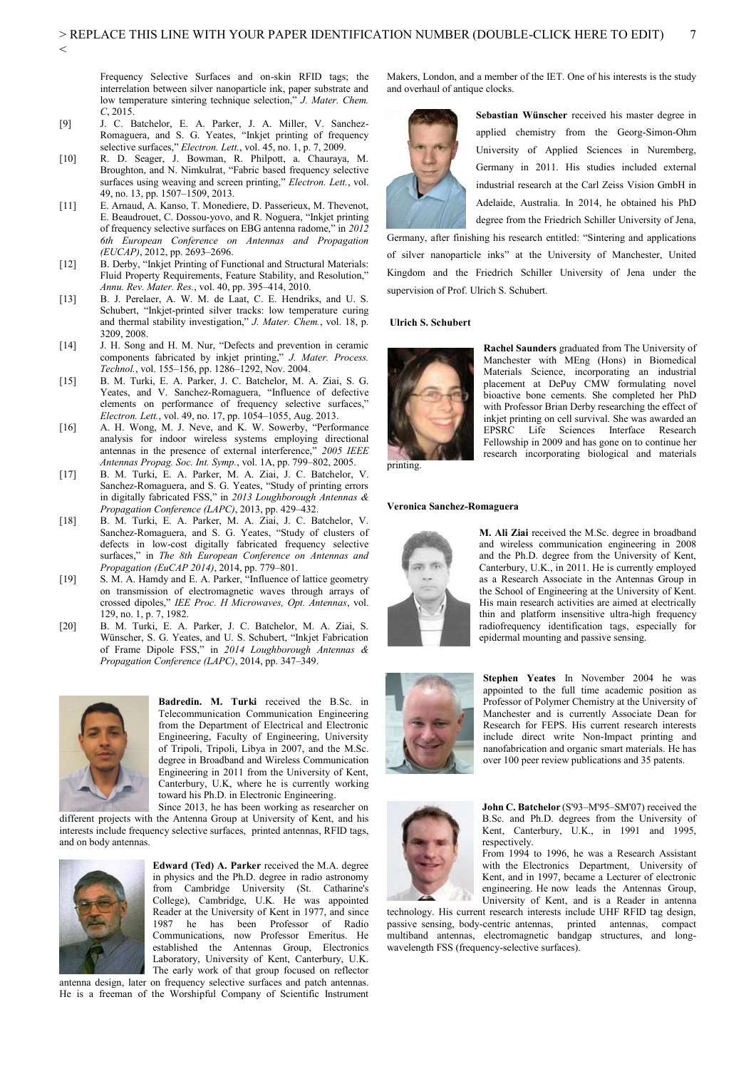Frequency Selective Surfaces and on-skin RFID tags; the interrelation between silver nanoparticle ink, paper substrate and low temperature sintering technique selection," *J. Mater. Chem. C*, 2015.

[9] J. C. Batchelor, E. A. Parker, J. A. Miller, V. Sanchez-Romaguera, and S. G. Yeates, "Inkjet printing of frequency selective surfaces," *Electron. Lett.*, vol. 45, no. 1, p. 7, 2009.

[10] R. D. Seager, J. Bowman, R. Philpott, a. Chauraya, M. Broughton, and N. Nimkulrat, "Fabric based frequency selective surfaces using weaving and screen printing," *Electron. Lett.*, vol. 49, no. 13, pp. 1507–1509, 2013.

[11] E. Arnaud, A. Kanso, T. Monediere, D. Passerieux, M. Thevenot, E. Beaudrouet, C. Dossou-yovo, and R. Noguera, "Inkjet printing of frequency selective surfaces on EBG antenna radome," in *2012 6th European Conference on Antennas and Propagation (EUCAP)*, 2012, pp. 2693–2696.

[12] B. Derby, "Inkjet Printing of Functional and Structural Materials: Fluid Property Requirements, Feature Stability, and Resolution," *Annu. Rev. Mater. Res.*, vol. 40, pp. 395–414, 2010.

[13] B. J. Perelaer, A. W. M. de Laat, C. E. Hendriks, and U. S. Schubert, "Inkjet-printed silver tracks: low temperature curing and thermal stability investigation," *J. Mater. Chem.*, vol. 18, p. 3209, 2008.

[14] J. H. Song and H. M. Nur, "Defects and prevention in ceramic components fabricated by inkjet printing," *J. Mater. Process. Technol.*, vol. 155–156, pp. 1286–1292, Nov. 2004.

[15] B. M. Turki, E. A. Parker, J. C. Batchelor, M. A. Ziai, S. G. Yeates, and V. Sanchez-Romaguera, "Influence of defective elements on performance of frequency selective surfaces," *Electron. Lett.*, vol. 49, no. 17, pp. 1054–1055, Aug. 2013.

[16] A. H. Wong, M. J. Neve, and K. W. Sowerby, "Performance analysis for indoor wireless systems employing directional antennas in the presence of external interference," *2005 IEEE Antennas Propag. Soc. Int. Symp.*, vol. 1A, pp. 799–802, 2005.

[17] B. M. Turki, E. A. Parker, M. A. Ziai, J. C. Batchelor, V. Sanchez-Romaguera, and S. G. Yeates, "Study of printing errors in digitally fabricated FSS," in *2013 Loughborough Antennas & Propagation Conference (LAPC)*, 2013, pp. 429–432.

[18] B. M. Turki, E. A. Parker, M. A. Ziai, J. C. Batchelor, V. Sanchez-Romaguera, and S. G. Yeates, "Study of clusters of defects in low-cost digitally fabricated frequency selective surfaces," in *The 8th European Conference on Antennas and Propagation (EuCAP 2014)*, 2014, pp. 779–801.

[19] S. M. A. Hamdy and E. A. Parker, "Influence of lattice geometry on transmission of electromagnetic waves through arrays of crossed dipoles," *IEE Proc. H Microwaves, Opt. Antennas*, vol. 129, no. 1, p. 7, 1982.

[20] B. M. Turki, E. A. Parker, J. C. Batchelor, M. A. Ziai, S. Wünscher, S. G. Yeates, and U. S. Schubert, "Inkjet Fabrication of Frame Dipole FSS," in *2014 Loughborough Antennas & Propagation Conference (LAPC)*, 2014, pp. 347–349.

**Badredin. M. Turki** received the B.Sc. in Telecommunication Communication Engineering from the Department of Electrical and Electronic Engineering, Faculty of Engineering, University of Tripoli, Tripoli, Libya in 2007, and the M.Sc. degree in Broadband and Wireless Communication Engineering in 2011 from the University of Kent, Canterbury, U.K, where he is currently working toward his Ph.D. in Electronic Engineering.

Since 2013, he has been working as researcher on different projects with the Antenna Group at University of Kent, and his interests include frequency selective surfaces, printed antennas, RFID tags, and on body antennas.

**Edward (Ted) A. Parker** received the M.A. degree in physics and the Ph.D. degree in radio astronomy from Cambridge University (St. Catharine's College), Cambridge, U.K. He was appointed Reader at the University of Kent in 1977, and since 1987 he has been Professor of Radio Communications, now Professor Emeritus. He established the Antennas Group, Electronics Laboratory, University of Kent, Canterbury, U.K. The early work of that group focused on reflector antenna design, later on frequency selective surfaces and patch antennas. He is a freeman of the Worshipful Company of Scientific Instrument Makers, London, and a member of the IET. One of his interests is the study and overhaul of antique clocks.

**Sebastian Wünscher** received his master degree in applied chemistry from the Georg-Simon-Ohm University of Applied Sciences in Nuremberg, Germany in 2011. His studies included external industrial research at the Carl Zeiss Vision GmbH in Adelaide, Australia. In 2014, he obtained his PhD degree from the Friedrich Schiller University of Jena, Germany, after finishing his research entitled: "Sintering and applications of silver nanoparticle inks" at the University of Manchester, United Kingdom and the Friedrich Schiller University of Jena under the supervision of Prof. Ulrich S. Schubert.

**Ulrich S. Schubert**

**Rachel Saunders** graduated from The University of Manchester with MEng (Hons) in Biomedical Materials Science, incorporating an industrial placement at DePuy CMW formulating novel bioactive bone cements. She completed her PhD with Professor Brian Derby researching the effect of inkjet printing on cell survival. She was awarded an EPSRC Life Sciences Interface Research Fellowship in 2009 and has gone on to continue her research incorporating biological and materials printing.

**Veronica Sanchez-Romaguera**

**M. Ali Ziai** received the M.Sc. degree in broadband and wireless communication engineering in 2008 and the Ph.D. degree from the University of Kent, Canterbury, U.K., in 2011. He is currently employed as a Research Associate in the Antennas Group in the School of Engineering at the University of Kent. His main research activities are aimed at electrically thin and platform insensitive ultra-high frequency radiofrequency identification tags, especially for epidermal mounting and passive sensing.

**Stephen Yeates** In November 2004 he was appointed to the full time academic position as Professor of Polymer Chemistry at the University of Manchester and is currently Associate Dean for Research for FEPS. His current research interests include direct write Non-Impact printing and nanofabrication and organic smart materials. He has over 100 peer review publications and 35 patents.

**John C. Batchelor** (S'93–M'95–SM'07) received the B.Sc. and Ph.D. degrees from the University of Kent, Canterbury, U.K., in 1991 and 1995, respectively.

From 1994 to 1996, he was a Research Assistant with the Electronics Department, University of Kent, and in 1997, became a Lecturer of electronic engineering. He now leads the Antennas Group, University of Kent, and is a Reader in antenna technology. His current research interests include UHF RFID tag design, passive sensing, body-centric antennas, printed antennas, compact multiband antennas, electromagnetic bandgap structures, and long-wavelength FSS (frequency-selective surfaces).